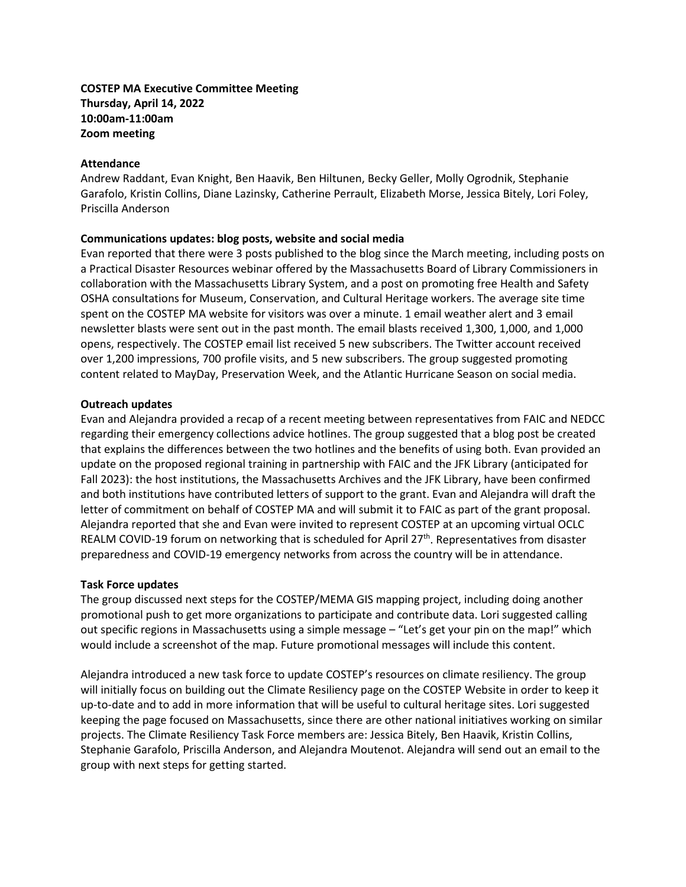**COSTEP MA Executive Committee Meeting**
**Thursday, April 14, 2022**
**10:00am-11:00am**
**Zoom meeting**

**Attendance**

Andrew Raddant, Evan Knight, Ben Haavik, Ben Hiltunen, Becky Geller, Molly Ogrodnik, Stephanie Garafolo, Kristin Collins, Diane Lazinsky, Catherine Perrault, Elizabeth Morse, Jessica Bitely, Lori Foley, Priscilla Anderson

**Communications updates: blog posts, website and social media**

Evan reported that there were 3 posts published to the blog since the March meeting, including posts on a Practical Disaster Resources webinar offered by the Massachusetts Board of Library Commissioners in collaboration with the Massachusetts Library System, and a post on promoting free Health and Safety OSHA consultations for Museum, Conservation, and Cultural Heritage workers. The average site time spent on the COSTEP MA website for visitors was over a minute. 1 email weather alert and 3 email newsletter blasts were sent out in the past month. The email blasts received 1,300, 1,000, and 1,000 opens, respectively. The COSTEP email list received 5 new subscribers. The Twitter account received over 1,200 impressions, 700 profile visits, and 5 new subscribers. The group suggested promoting content related to MayDay, Preservation Week, and the Atlantic Hurricane Season on social media.

**Outreach updates**

Evan and Alejandra provided a recap of a recent meeting between representatives from FAIC and NEDCC regarding their emergency collections advice hotlines. The group suggested that a blog post be created that explains the differences between the two hotlines and the benefits of using both. Evan provided an update on the proposed regional training in partnership with FAIC and the JFK Library (anticipated for Fall 2023): the host institutions, the Massachusetts Archives and the JFK Library, have been confirmed and both institutions have contributed letters of support to the grant. Evan and Alejandra will draft the letter of commitment on behalf of COSTEP MA and will submit it to FAIC as part of the grant proposal. Alejandra reported that she and Evan were invited to represent COSTEP at an upcoming virtual OCLC REALM COVID-19 forum on networking that is scheduled for April 27th. Representatives from disaster preparedness and COVID-19 emergency networks from across the country will be in attendance.

**Task Force updates**

The group discussed next steps for the COSTEP/MEMA GIS mapping project, including doing another promotional push to get more organizations to participate and contribute data. Lori suggested calling out specific regions in Massachusetts using a simple message – "Let's get your pin on the map!" which would include a screenshot of the map. Future promotional messages will include this content.

Alejandra introduced a new task force to update COSTEP's resources on climate resiliency. The group will initially focus on building out the Climate Resiliency page on the COSTEP Website in order to keep it up-to-date and to add in more information that will be useful to cultural heritage sites. Lori suggested keeping the page focused on Massachusetts, since there are other national initiatives working on similar projects. The Climate Resiliency Task Force members are: Jessica Bitely, Ben Haavik, Kristin Collins, Stephanie Garafolo, Priscilla Anderson, and Alejandra Moutenot. Alejandra will send out an email to the group with next steps for getting started.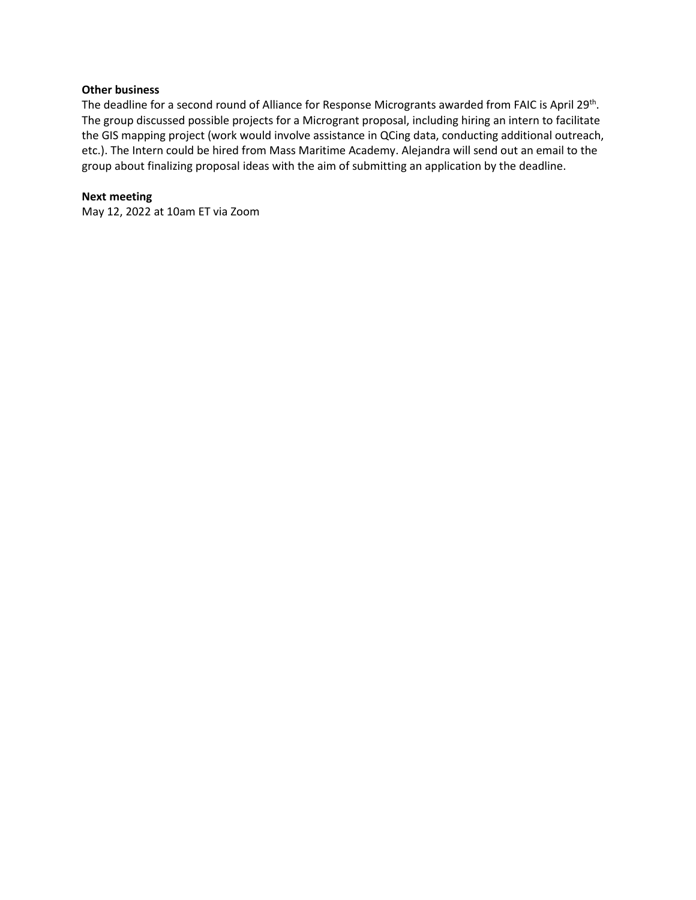**Other business**

The deadline for a second round of Alliance for Response Microgrants awarded from FAIC is April 29th. The group discussed possible projects for a Microgrant proposal, including hiring an intern to facilitate the GIS mapping project (work would involve assistance in QCing data, conducting additional outreach, etc.). The Intern could be hired from Mass Maritime Academy. Alejandra will send out an email to the group about finalizing proposal ideas with the aim of submitting an application by the deadline.

**Next meeting**

May 12, 2022 at 10am ET via Zoom